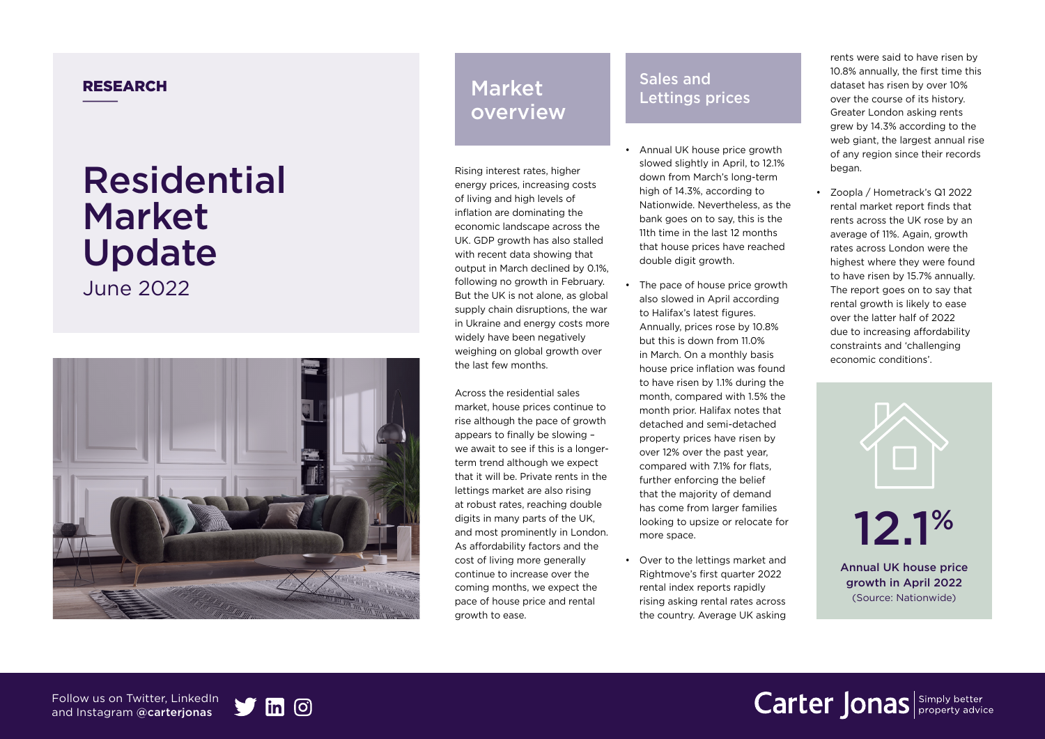RESEARCH

# Residential Market Update

June 2022

## Market overview

Rising interest rates, higher energy prices, increasing costs of living and high levels of inflation are dominating the economic landscape across the UK. GDP growth has also stalled with recent data showing that output in March declined by 0.1%, following no growth in February. But the UK is not alone, as global supply chain disruptions, the war in Ukraine and energy costs more widely have been negatively weighing on global growth over the last few months.

Across the residential sales market, house prices continue to rise although the pace of growth appears to finally be slowing – we await to see if this is a longer-term trend although we expect that it will be. Private rents in the lettings market are also rising at robust rates, reaching double digits in many parts of the UK, and most prominently in London. As affordability factors and the cost of living more generally continue to increase over the coming months, we expect the pace of house price and rental growth to ease.

## Sales and Lettings prices

- Annual UK house price growth slowed slightly in April, to 12.1% down from March's long-term high of 14.3%, according to Nationwide. Nevertheless, as the bank goes on to say, this is the 11th time in the last 12 months that house prices have reached double digit growth.
- The pace of house price growth also slowed in April according to Halifax's latest figures. Annually, prices rose by 10.8% but this is down from 11.0% in March. On a monthly basis house price inflation was found to have risen by 1.1% during the month, compared with 1.5% the month prior. Halifax notes that detached and semi-detached property prices have risen by over 12% over the past year, compared with 7.1% for flats, further enforcing the belief that the majority of demand has come from larger families looking to upsize or relocate for more space.
- Over to the lettings market and Rightmove's first quarter 2022 rental index reports rapidly rising asking rental rates across the country. Average UK asking rents were said to have risen by 10.8% annually, the first time this dataset has risen by over 10% over the course of its history. Greater London asking rents grew by 14.3% according to the web giant, the largest annual rise of any region since their records began.
- Zoopla / Hometrack's Q1 2022 rental market report finds that rents across the UK rose by an average of 11%. Again, growth rates across London were the highest where they were found to have risen by 15.7% annually. The report goes on to say that rental growth is likely to ease over the latter half of 2022 due to increasing affordability constraints and 'challenging economic conditions'.

**12.1%**

**Annual UK house price growth in April 2022**
(Source: Nationwide)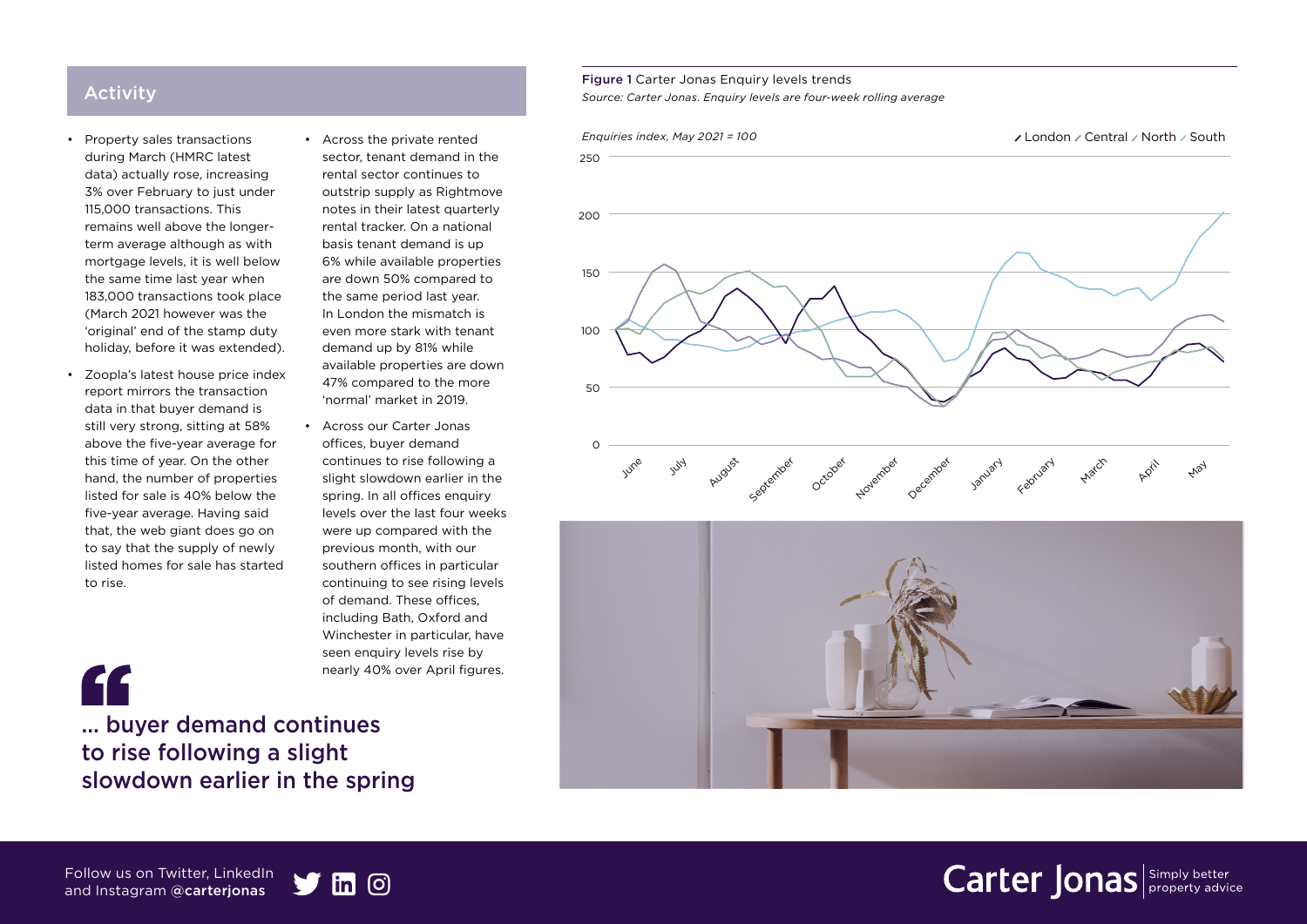## Activity

- Property sales transactions during March (HMRC latest data) actually rose, increasing 3% over February to just under 115,000 transactions. This remains well above the longer-term average although as with mortgage levels, it is well below the same time last year when 183,000 transactions took place (March 2021 however was the 'original' end of the stamp duty holiday, before it was extended).
- Zoopla's latest house price index report mirrors the transaction data in that buyer demand is still very strong, sitting at 58% above the five-year average for this time of year. On the other hand, the number of properties listed for sale is 40% below the five-year average. Having said that, the web giant does go on to say that the supply of newly listed homes for sale has started to rise.
- Across the private rented sector, tenant demand in the rental sector continues to outstrip supply as Rightmove notes in their latest quarterly rental tracker. On a national basis tenant demand is up 6% while available properties are down 50% compared to the same period last year. In London the mismatch is even more stark with tenant demand up by 81% while available properties are down 47% compared to the more 'normal' market in 2019.
- Across our Carter Jonas offices, buyer demand continues to rise following a slight slowdown earlier in the spring. In all offices enquiry levels over the last four weeks were up compared with the previous month, with our southern offices in particular continuing to see rising levels of demand. These offices, including Bath, Oxford and Winchester in particular, have seen enquiry levels rise by nearly 40% over April figures.

> **... buyer demand continues to rise following a slight slowdown earlier in the spring**

**Figure 1** Carter Jonas Enquiry levels trends

*Source: Carter Jonas. Enquiry levels are four-week rolling average*

*Enquiries index, May 2021 = 100* — London, Central, North, South (June to May)

Follow us on Twitter, LinkedIn and Instagram @**carterjonas**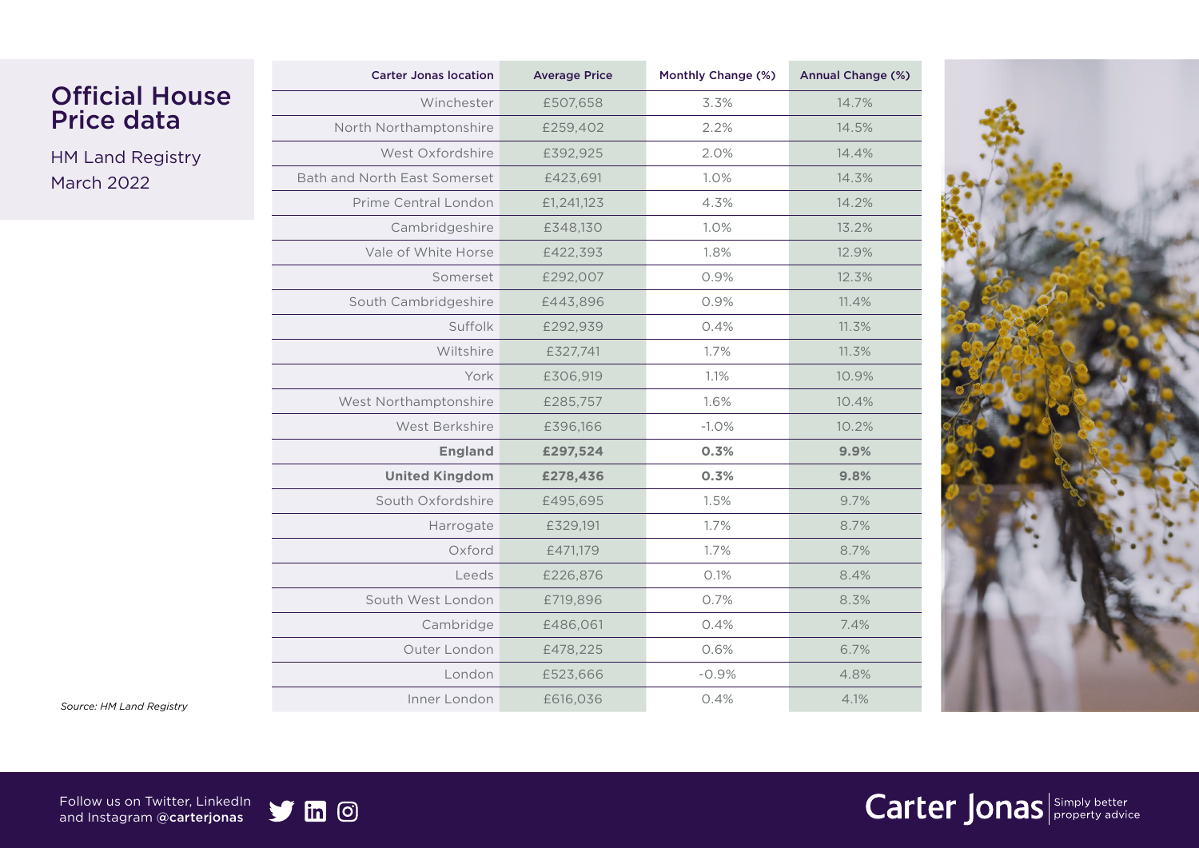# Official House Price data

HM Land Registry
March 2022

| Carter Jonas location | Average Price | Monthly Change (%) | Annual Change (%) |
|---|---|---|---|
| Winchester | £507,658 | 3.3% | 14.7% |
| North Northamptonshire | £259,402 | 2.2% | 14.5% |
| West Oxfordshire | £392,925 | 2.0% | 14.4% |
| Bath and North East Somerset | £423,691 | 1.0% | 14.3% |
| Prime Central London | £1,241,123 | 4.3% | 14.2% |
| Cambridgeshire | £348,130 | 1.0% | 13.2% |
| Vale of White Horse | £422,393 | 1.8% | 12.9% |
| Somerset | £292,007 | 0.9% | 12.3% |
| South Cambridgeshire | £443,896 | 0.9% | 11.4% |
| Suffolk | £292,939 | 0.4% | 11.3% |
| Wiltshire | £327,741 | 1.7% | 11.3% |
| York | £306,919 | 1.1% | 10.9% |
| West Northamptonshire | £285,757 | 1.6% | 10.4% |
| West Berkshire | £396,166 | -1.0% | 10.2% |
| **England** | **£297,524** | **0.3%** | **9.9%** |
| **United Kingdom** | **£278,436** | **0.3%** | **9.8%** |
| South Oxfordshire | £495,695 | 1.5% | 9.7% |
| Harrogate | £329,191 | 1.7% | 8.7% |
| Oxford | £471,179 | 1.7% | 8.7% |
| Leeds | £226,876 | 0.1% | 8.4% |
| South West London | £719,896 | 0.7% | 8.3% |
| Cambridge | £486,061 | 0.4% | 7.4% |
| Outer London | £478,225 | 0.6% | 6.7% |
| London | £523,666 | -0.9% | 4.8% |
| Inner London | £616,036 | 0.4% | 4.1% |

*Source: HM Land Registry*

Follow us on Twitter, LinkedIn and Instagram **@carterjonas**

Carter Jonas | Simply better property advice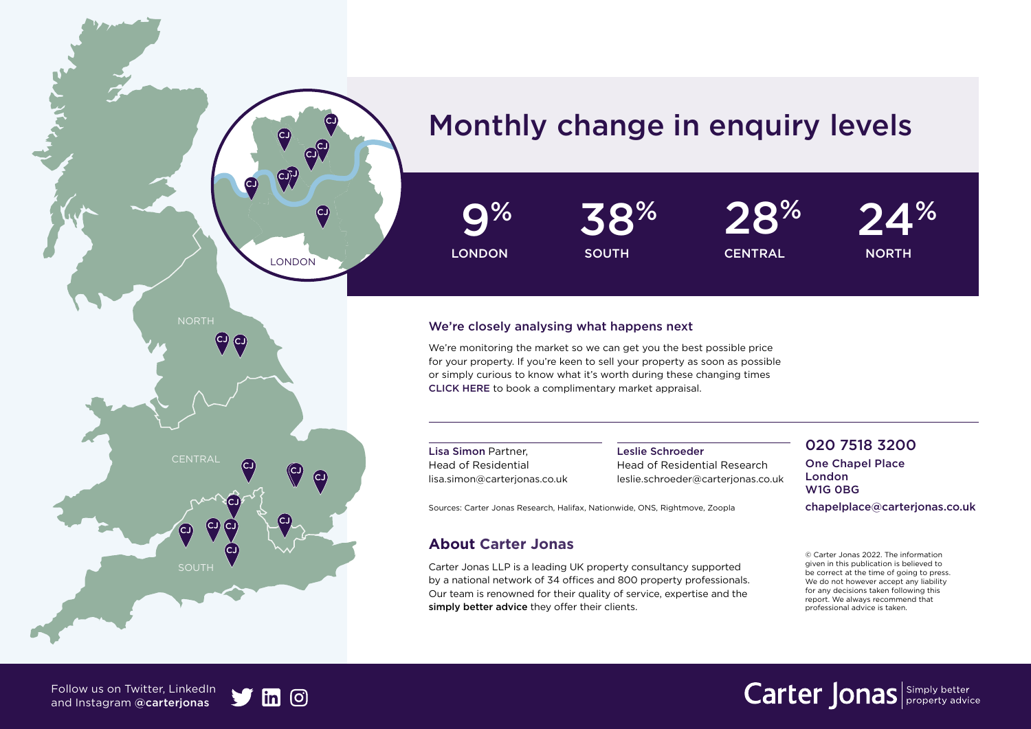LONDON

NORTH

CENTRAL

SOUTH

# Monthly change in enquiry levels

9%
LONDON

38%
SOUTH

28%
CENTRAL

24%
NORTH

### We're closely analysing what happens next

We're monitoring the market so we can get you the best possible price for your property. If you're keen to sell your property as soon as possible or simply curious to know what it's worth during these changing times CLICK HERE to book a complimentary market appraisal.

**Lisa Simon** Partner,
Head of Residential
lisa.simon@carterjonas.co.uk

**Leslie Schroeder**
Head of Residential Research
leslie.schroeder@carterjonas.co.uk

**020 7518 3200**
**One Chapel Place**
**London**
**W1G 0BG**
chapelplace@carterjonas.co.uk

Sources: Carter Jonas Research, Halifax, Nationwide, ONS, Rightmove, Zoopla

## About Carter Jonas

Carter Jonas LLP is a leading UK property consultancy supported by a national network of 34 offices and 800 property professionals. Our team is renowned for their quality of service, expertise and the **simply better advice** they offer their clients.

© Carter Jonas 2022. The information given in this publication is believed to be correct at the time of going to press. We do not however accept any liability for any decisions taken following this report. We always recommend that professional advice is taken.

Follow us on Twitter, LinkedIn and Instagram @**carterjonas**

Carter Jonas | Simply better property advice